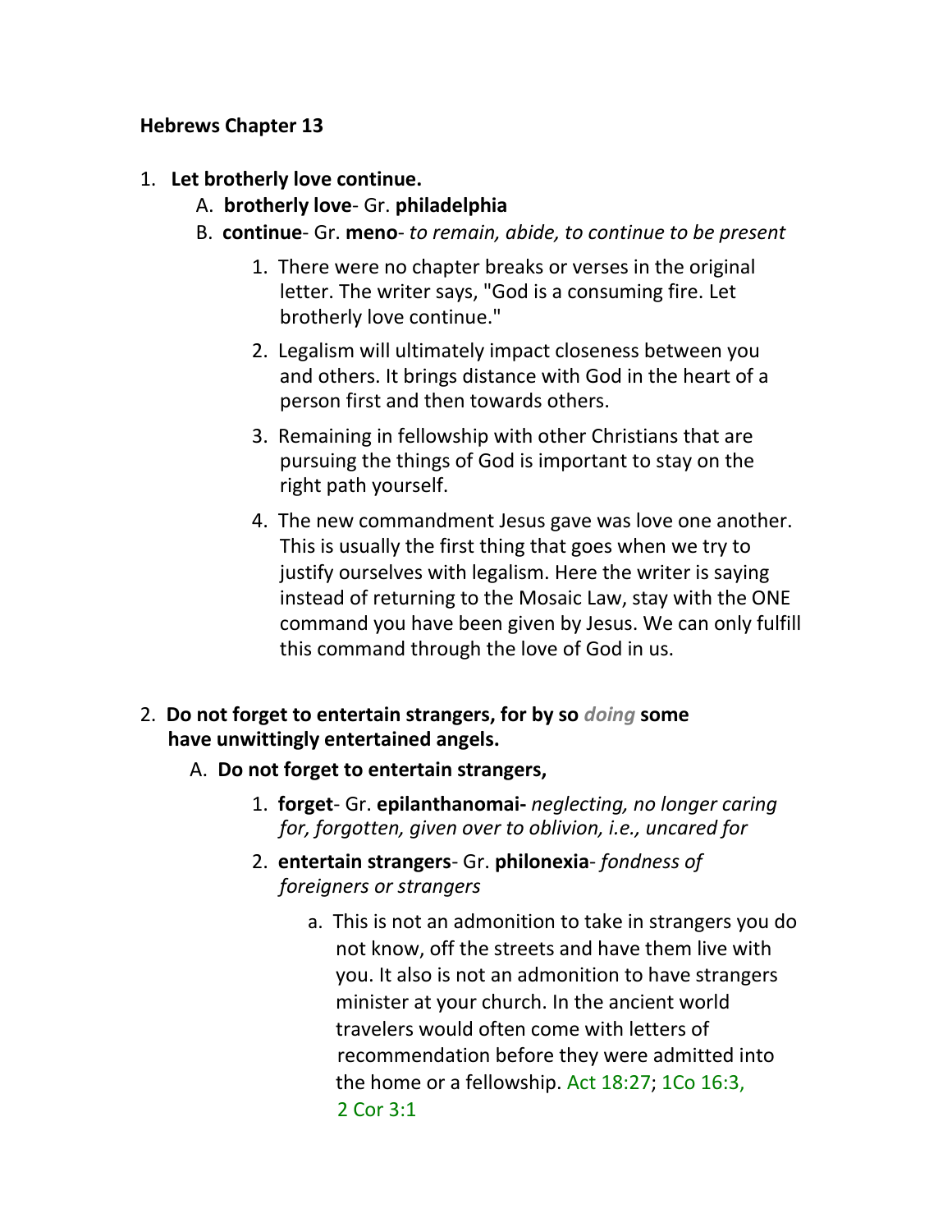**Hebrews Chapter 13**

1. **Let brotherly love continue.**
   - A. **brotherly love**- Gr. **philadelphia**
   - B. **continue**- Gr. **meno**- *to remain, abide, to continue to be present*
     1. There were no chapter breaks or verses in the original letter. The writer says, "God is a consuming fire. Let brotherly love continue."
     2. Legalism will ultimately impact closeness between you and others. It brings distance with God in the heart of a person first and then towards others.
     3. Remaining in fellowship with other Christians that are pursuing the things of God is important to stay on the right path yourself.
     4. The new commandment Jesus gave was love one another. This is usually the first thing that goes when we try to justify ourselves with legalism. Here the writer is saying instead of returning to the Mosaic Law, stay with the ONE command you have been given by Jesus. We can only fulfill this command through the love of God in us.

2. **Do not forget to entertain strangers, for by so *doing* some have unwittingly entertained angels.**
   - A. **Do not forget to entertain strangers,**
     1. **forget**- Gr. **epilanthanomai-** *neglecting, no longer caring for, forgotten, given over to oblivion, i.e., uncared for*
     2. **entertain strangers**- Gr. **philonexia**- *fondness of foreigners or strangers*
        - a. This is not an admonition to take in strangers you do not know, off the streets and have them live with you. It also is not an admonition to have strangers minister at your church. In the ancient world travelers would often come with letters of recommendation before they were admitted into the home or a fellowship. Act 18:27; 1Co 16:3, 2 Cor 3:1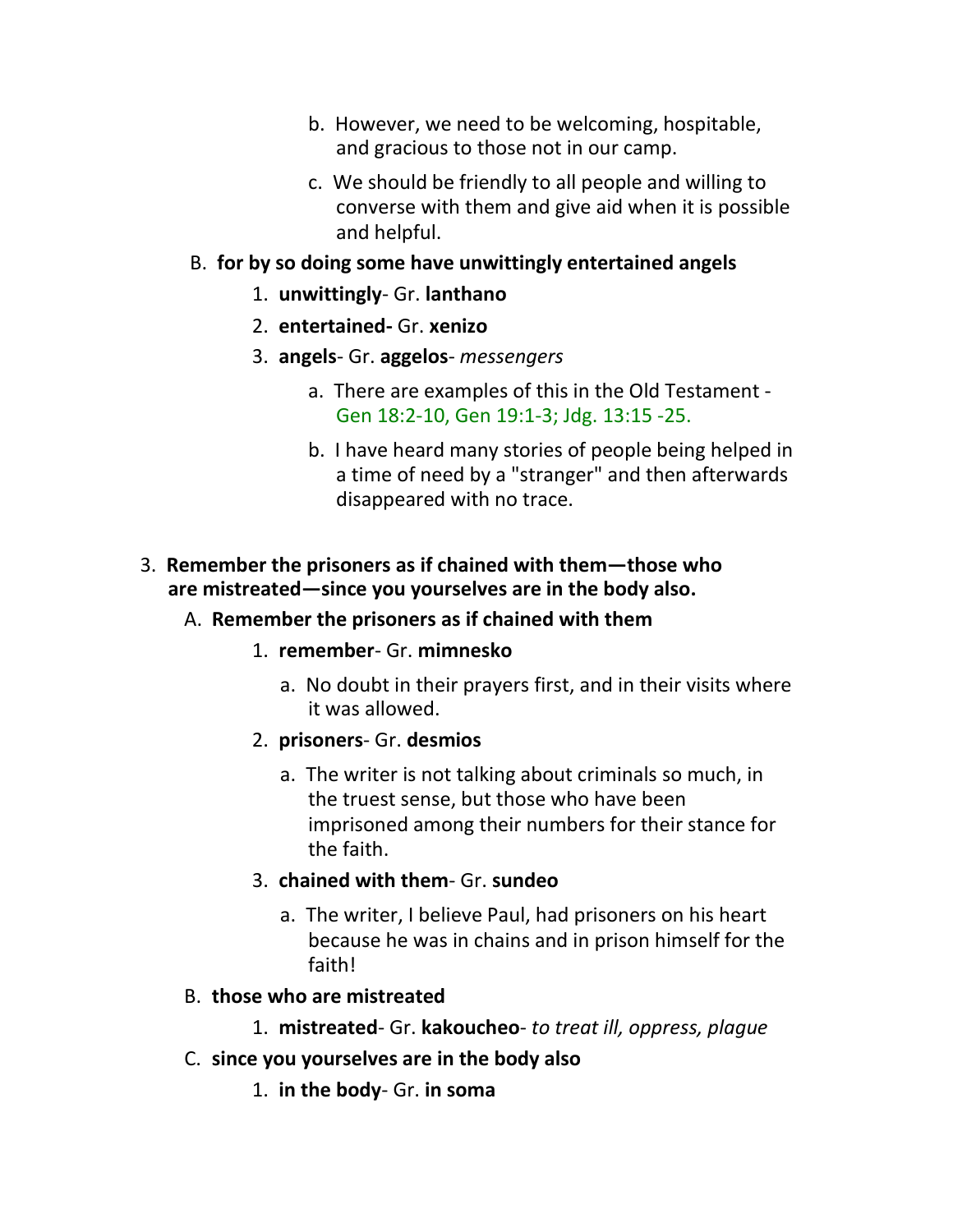b. However, we need to be welcoming, hospitable, and gracious to those not in our camp.

c. We should be friendly to all people and willing to converse with them and give aid when it is possible and helpful.

B. **for by so doing some have unwittingly entertained angels**

1. **unwittingly**- Gr. **lanthano**

2. **entertained-** Gr. **xenizo**

3. **angels**- Gr. **aggelos**- *messengers*

a. There are examples of this in the Old Testament - Gen 18:2-10, Gen 19:1-3; Jdg. 13:15 -25.

b. I have heard many stories of people being helped in a time of need by a "stranger" and then afterwards disappeared with no trace.

3. **Remember the prisoners as if chained with them—those who are mistreated—since you yourselves are in the body also.**

A. **Remember the prisoners as if chained with them**

1. **remember**- Gr. **mimnesko**

a. No doubt in their prayers first, and in their visits where it was allowed.

2. **prisoners**- Gr. **desmios**

a. The writer is not talking about criminals so much, in the truest sense, but those who have been imprisoned among their numbers for their stance for the faith.

3. **chained with them**- Gr. **sundeo**

a. The writer, I believe Paul, had prisoners on his heart because he was in chains and in prison himself for the faith!

B. **those who are mistreated**

1. **mistreated**- Gr. **kakoucheo**- *to treat ill, oppress, plague*

C. **since you yourselves are in the body also**

1. **in the body**- Gr. **in soma**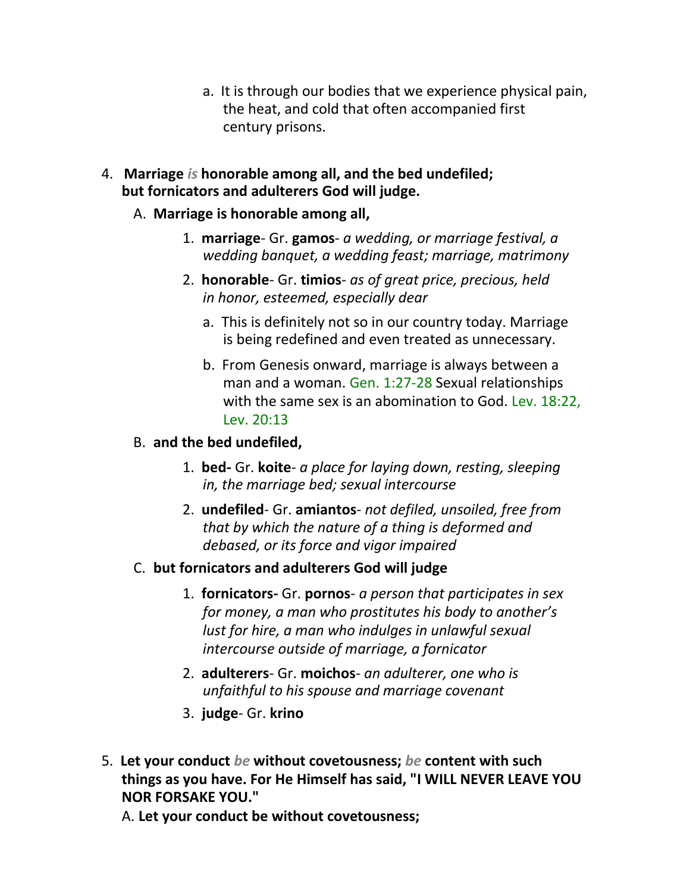a. It is through our bodies that we experience physical pain, the heat, and cold that often accompanied first century prisons.

4. **Marriage *is* honorable among all, and the bed undefiled; but fornicators and adulterers God will judge.**

   A. **Marriage is honorable among all,**

      1. **marriage**- Gr. **gamos**- *a wedding, or marriage festival, a wedding banquet, a wedding feast; marriage, matrimony*

      2. **honorable**- Gr. **timios**- *as of great price, precious, held in honor, esteemed, especially dear*

         a. This is definitely not so in our country today. Marriage is being redefined and even treated as unnecessary.

         b. From Genesis onward, marriage is always between a man and a woman. Gen. 1:27-28 Sexual relationships with the same sex is an abomination to God. Lev. 18:22, Lev. 20:13

   B. **and the bed undefiled,**

      1. **bed-** Gr. **koite**- *a place for laying down, resting, sleeping in, the marriage bed; sexual intercourse*

      2. **undefiled**- Gr. **amiantos**- *not defiled, unsoiled, free from that by which the nature of a thing is deformed and debased, or its force and vigor impaired*

   C. **but fornicators and adulterers God will judge**

      1. **fornicators-** Gr. **pornos**- *a person that participates in sex for money, a man who prostitutes his body to another's lust for hire, a man who indulges in unlawful sexual intercourse outside of marriage, a fornicator*

      2. **adulterers**- Gr. **moichos**- *an adulterer, one who is unfaithful to his spouse and marriage covenant*

      3. **judge**- Gr. **krino**

5. **Let your conduct *be* without covetousness; *be* content with such things as you have. For He Himself has said, "I WILL NEVER LEAVE YOU NOR FORSAKE YOU."**

   A. **Let your conduct be without covetousness;**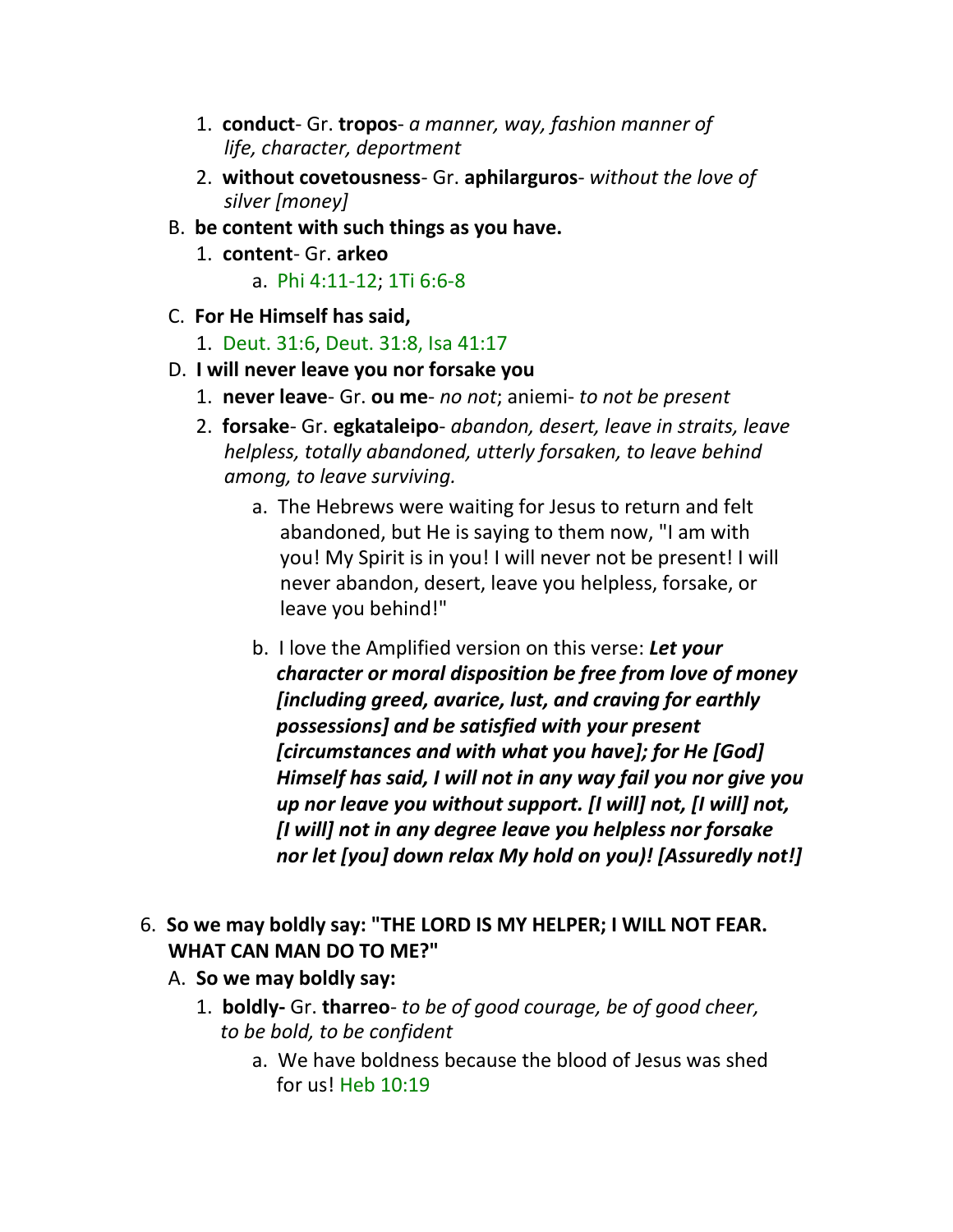1. **conduct**- Gr. **tropos**- *a manner, way, fashion manner of life, character, deportment*
2. **without covetousness**- Gr. **aphilarguros**- *without the love of silver [money]*

B. **be content with such things as you have.**

1. **content**- Gr. **arkeo**
    a. Phi 4:11-12; 1Ti 6:6-8

C. **For He Himself has said,**

1. Deut. 31:6, Deut. 31:8, Isa 41:17

D. **I will never leave you nor forsake you**

1. **never leave**- Gr. **ou me**- *no not*; aniemi- *to not be present*
2. **forsake**- Gr. **egkataleipo**- *abandon, desert, leave in straits, leave helpless, totally abandoned, utterly forsaken, to leave behind among, to leave surviving.*
    a. The Hebrews were waiting for Jesus to return and felt abandoned, but He is saying to them now, "I am with you! My Spirit is in you! I will never not be present! I will never abandon, desert, leave you helpless, forsake, or leave you behind!"
    b. I love the Amplified version on this verse: ***Let your character or moral disposition be free from love of money [including greed, avarice, lust, and craving for earthly possessions] and be satisfied with your present [circumstances and with what you have]; for He [God] Himself has said, I will not in any way fail you nor give you up nor leave you without support. [I will] not, [I will] not, [I will] not in any degree leave you helpless nor forsake nor let [you] down relax My hold on you)! [Assuredly not!]***

6. **So we may boldly say: "THE LORD IS MY HELPER; I WILL NOT FEAR. WHAT CAN MAN DO TO ME?"**

A. **So we may boldly say:**

1. **boldly-** Gr. **tharreo**- *to be of good courage, be of good cheer, to be bold, to be confident*
    a. We have boldness because the blood of Jesus was shed for us! Heb 10:19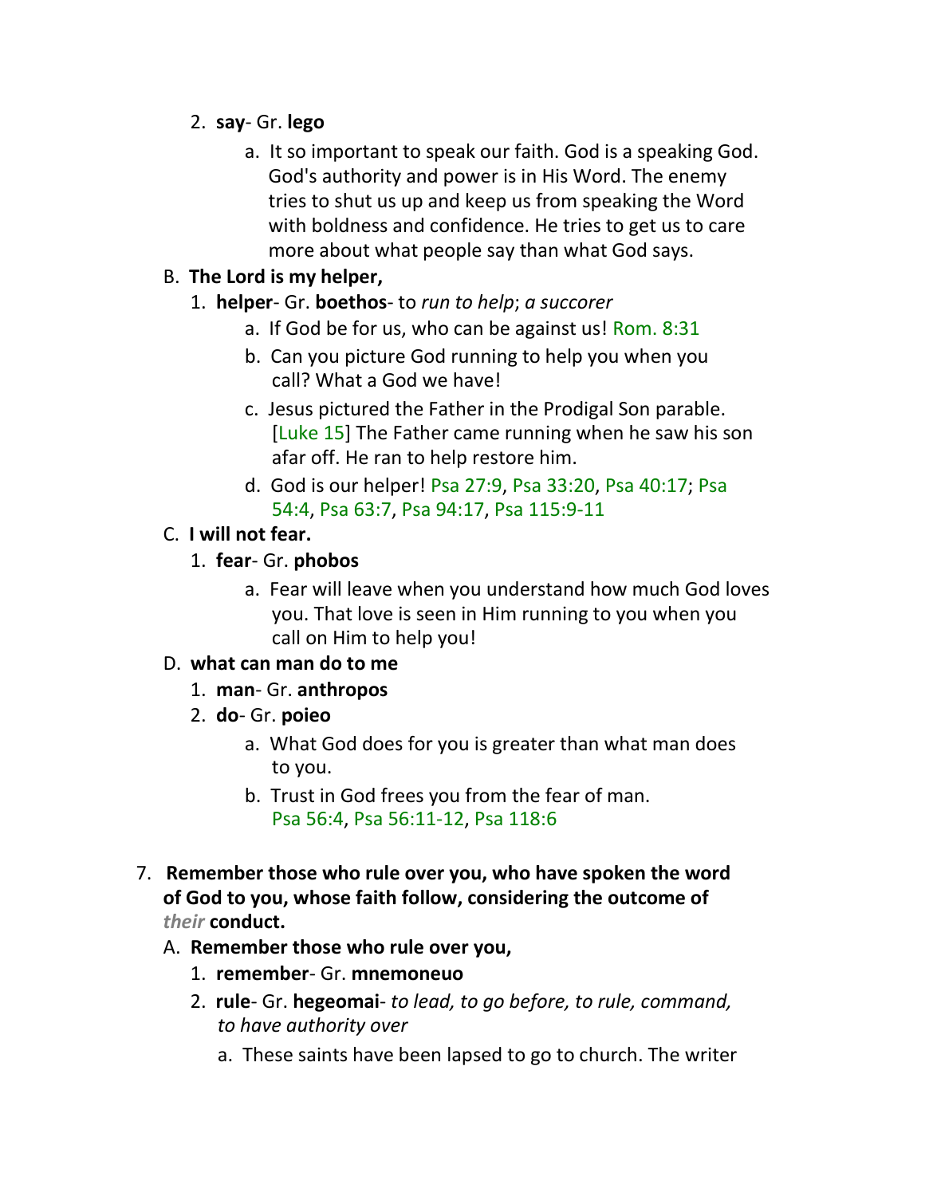2. **say**- Gr. **lego**
    a. It so important to speak our faith. God is a speaking God. God's authority and power is in His Word. The enemy tries to shut us up and keep us from speaking the Word with boldness and confidence. He tries to get us to care more about what people say than what God says.

B. **The Lord is my helper,**
1. **helper**- Gr. **boethos**- to *run to help*; *a succorer*
    a. If God be for us, who can be against us! Rom. 8:31
    b. Can you picture God running to help you when you call? What a God we have!
    c. Jesus pictured the Father in the Prodigal Son parable. [Luke 15] The Father came running when he saw his son afar off. He ran to help restore him.
    d. God is our helper! Psa 27:9, Psa 33:20, Psa 40:17; Psa 54:4, Psa 63:7, Psa 94:17, Psa 115:9-11

C. **I will not fear.**
1. **fear**- Gr. **phobos**
    a. Fear will leave when you understand how much God loves you. That love is seen in Him running to you when you call on Him to help you!

D. **what can man do to me**
1. **man**- Gr. **anthropos**
2. **do**- Gr. **poieo**
    a. What God does for you is greater than what man does to you.
    b. Trust in God frees you from the fear of man. Psa 56:4, Psa 56:11-12, Psa 118:6

7. **Remember those who rule over you, who have spoken the word of God to you, whose faith follow, considering the outcome of *their* conduct.**

A. **Remember those who rule over you,**
1. **remember**- Gr. **mnemoneuo**
2. **rule**- Gr. **hegeomai**- *to lead, to go before, to rule, command, to have authority over*
    a. These saints have been lapsed to go to church. The writer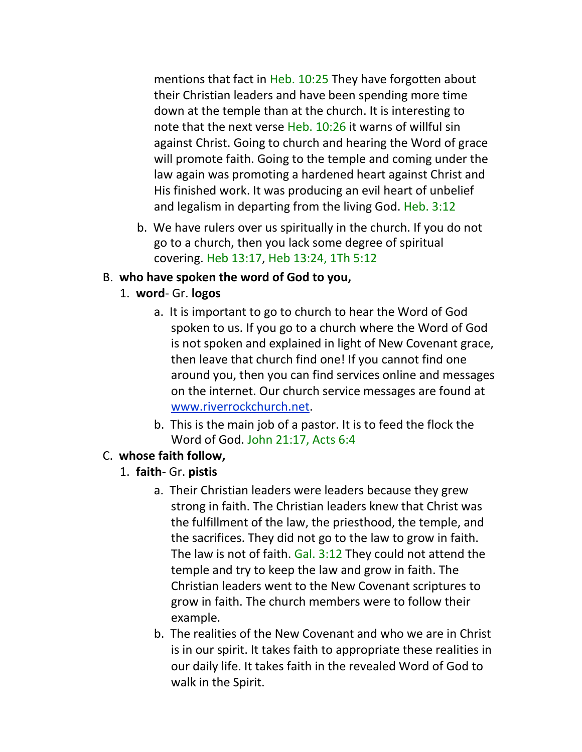mentions that fact in Heb. 10:25 They have forgotten about their Christian leaders and have been spending more time down at the temple than at the church. It is interesting to note that the next verse Heb. 10:26 it warns of willful sin against Christ. Going to church and hearing the Word of grace will promote faith. Going to the temple and coming under the law again was promoting a hardened heart against Christ and His finished work. It was producing an evil heart of unbelief and legalism in departing from the living God. Heb. 3:12

b. We have rulers over us spiritually in the church. If you do not go to a church, then you lack some degree of spiritual covering. Heb 13:17, Heb 13:24, 1Th 5:12

B. **who have spoken the word of God to you,**

1. **word**- Gr. **logos**

a. It is important to go to church to hear the Word of God spoken to us. If you go to a church where the Word of God is not spoken and explained in light of New Covenant grace, then leave that church find one! If you cannot find one around you, then you can find services online and messages on the internet. Our church service messages are found at [www.riverrockchurch.net](http://www.riverrockchurch.net).

b. This is the main job of a pastor. It is to feed the flock the Word of God. John 21:17, Acts 6:4

C. **whose faith follow,**

1. **faith**- Gr. **pistis**

a. Their Christian leaders were leaders because they grew strong in faith. The Christian leaders knew that Christ was the fulfillment of the law, the priesthood, the temple, and the sacrifices. They did not go to the law to grow in faith. The law is not of faith. Gal. 3:12 They could not attend the temple and try to keep the law and grow in faith. The Christian leaders went to the New Covenant scriptures to grow in faith. The church members were to follow their example.

b. The realities of the New Covenant and who we are in Christ is in our spirit. It takes faith to appropriate these realities in our daily life. It takes faith in the revealed Word of God to walk in the Spirit.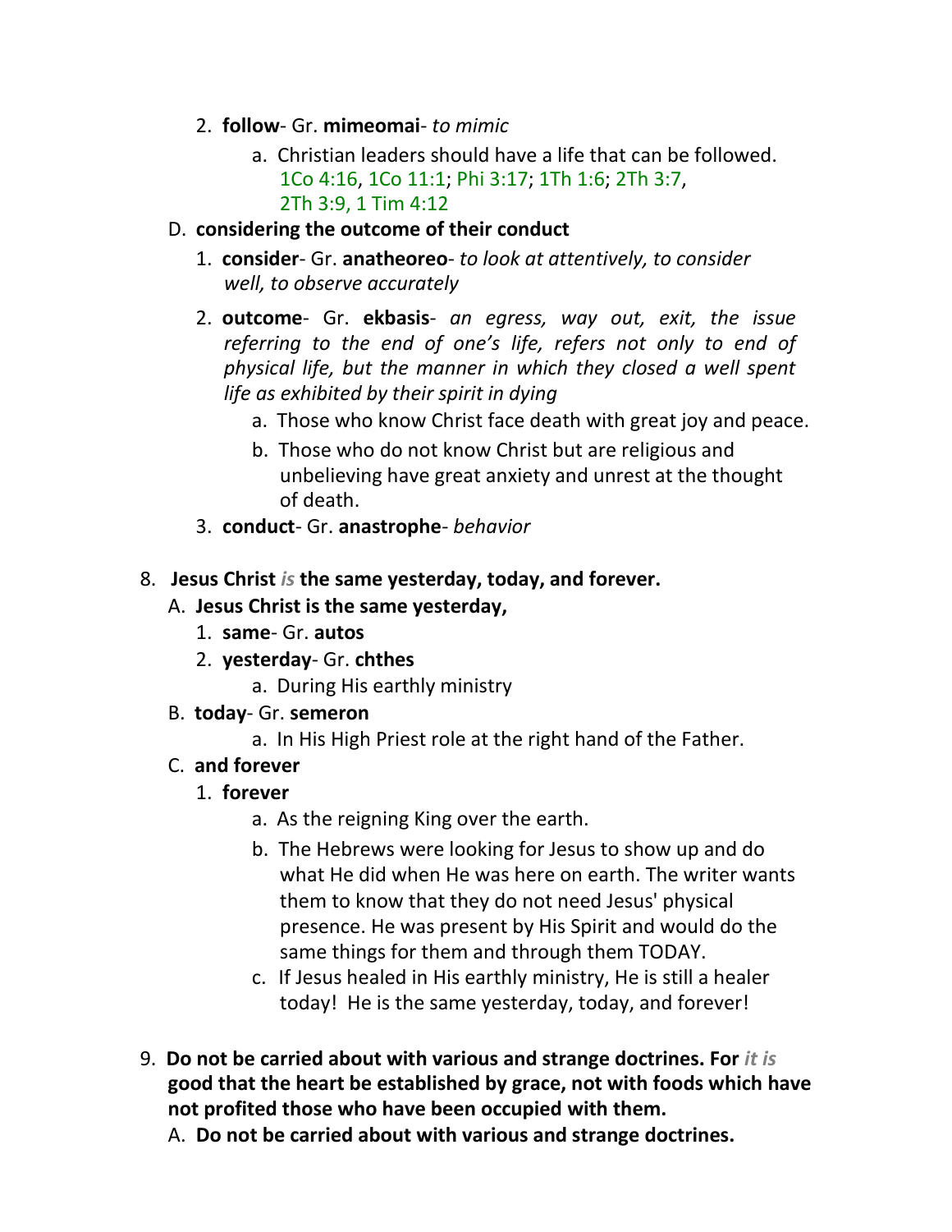2. **follow**- Gr. **mimeomai**- *to mimic*
    a. Christian leaders should have a life that can be followed. 1Co 4:16, 1Co 11:1; Phi 3:17; 1Th 1:6; 2Th 3:7, 2Th 3:9, 1 Tim 4:12

D. **considering the outcome of their conduct**

1. **consider**- Gr. **anatheoreo**- *to look at attentively, to consider well, to observe accurately*
2. **outcome**- Gr. **ekbasis**- *an egress, way out, exit, the issue referring to the end of one's life, refers not only to end of physical life, but the manner in which they closed a well spent life as exhibited by their spirit in dying*
    a. Those who know Christ face death with great joy and peace.
    b. Those who do not know Christ but are religious and unbelieving have great anxiety and unrest at the thought of death.
3. **conduct**- Gr. **anastrophe**- *behavior*

8. **Jesus Christ *is* the same yesterday, today, and forever.**

A. **Jesus Christ is the same yesterday,**

1. **same**- Gr. **autos**
2. **yesterday**- Gr. **chthes**
    a. During His earthly ministry

B. **today**- Gr. **semeron**

a. In His High Priest role at the right hand of the Father.

C. **and forever**

1. **forever**
    a. As the reigning King over the earth.
    b. The Hebrews were looking for Jesus to show up and do what He did when He was here on earth. The writer wants them to know that they do not need Jesus' physical presence. He was present by His Spirit and would do the same things for them and through them TODAY.
    c. If Jesus healed in His earthly ministry, He is still a healer today! He is the same yesterday, today, and forever!

9. **Do not be carried about with various and strange doctrines. For *it is* good that the heart be established by grace, not with foods which have not profited those who have been occupied with them.**

A. **Do not be carried about with various and strange doctrines.**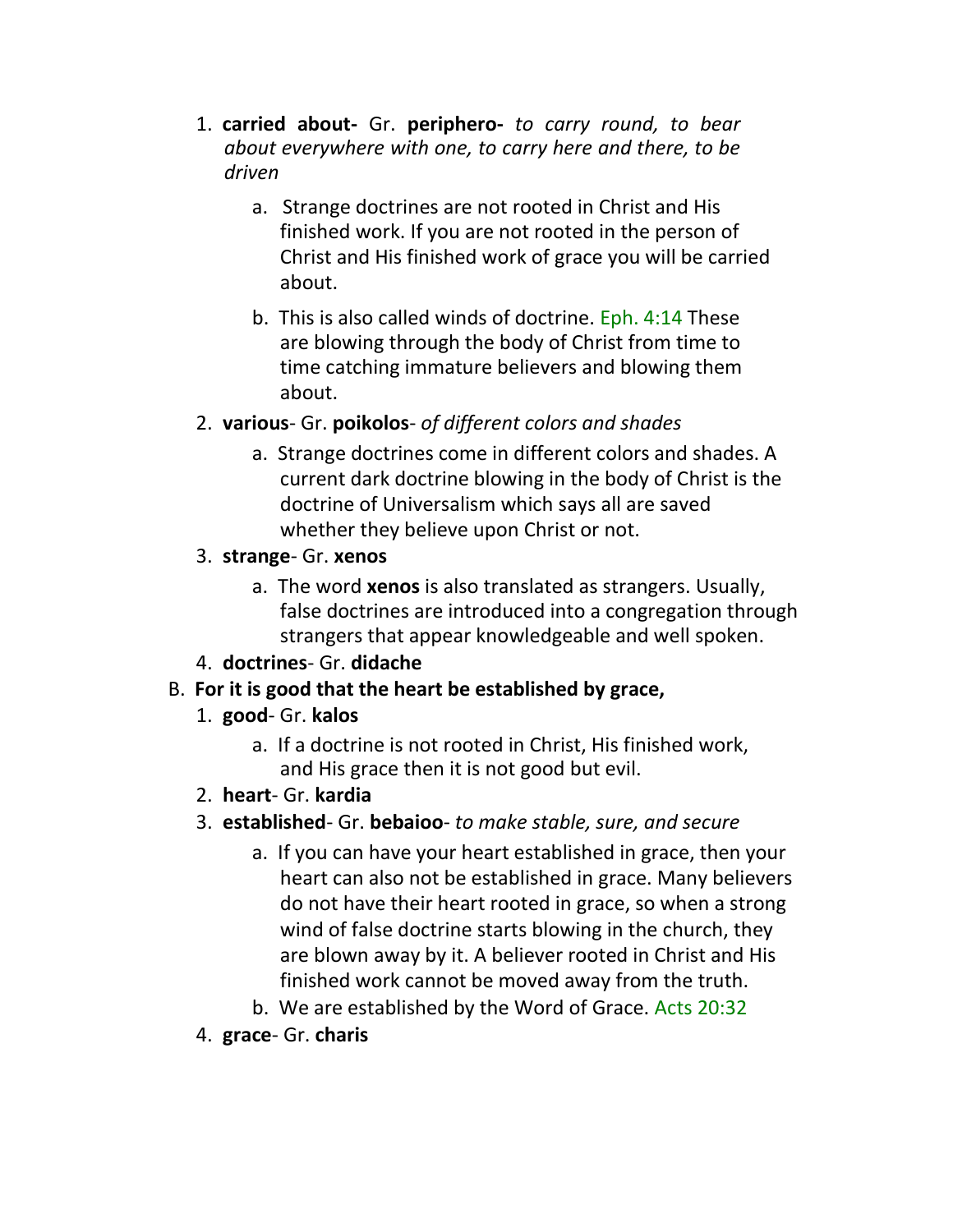1. **carried about-** Gr. **periphero-** *to carry round, to bear about everywhere with one, to carry here and there, to be driven*
    a. Strange doctrines are not rooted in Christ and His finished work. If you are not rooted in the person of Christ and His finished work of grace you will be carried about.
    b. This is also called winds of doctrine. Eph. 4:14 These are blowing through the body of Christ from time to time catching immature believers and blowing them about.
2. **various**- Gr. **poikolos**- *of different colors and shades*
    a. Strange doctrines come in different colors and shades. A current dark doctrine blowing in the body of Christ is the doctrine of Universalism which says all are saved whether they believe upon Christ or not.
3. **strange**- Gr. **xenos**
    a. The word **xenos** is also translated as strangers. Usually, false doctrines are introduced into a congregation through strangers that appear knowledgeable and well spoken.
4. **doctrines**- Gr. **didache**

B. **For it is good that the heart be established by grace,**

1. **good**- Gr. **kalos**
    a. If a doctrine is not rooted in Christ, His finished work, and His grace then it is not good but evil.
2. **heart**- Gr. **kardia**
3. **established**- Gr. **bebaioo**- *to make stable, sure, and secure*
    a. If you can have your heart established in grace, then your heart can also not be established in grace. Many believers do not have their heart rooted in grace, so when a strong wind of false doctrine starts blowing in the church, they are blown away by it. A believer rooted in Christ and His finished work cannot be moved away from the truth.
    b. We are established by the Word of Grace. Acts 20:32
4. **grace**- Gr. **charis**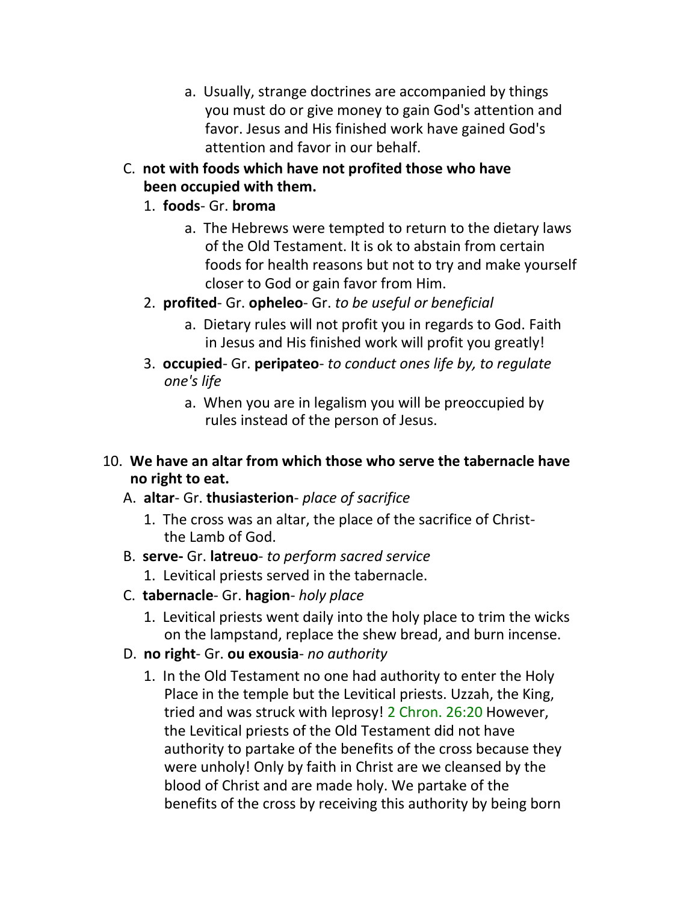a. Usually, strange doctrines are accompanied by things you must do or give money to gain God's attention and favor. Jesus and His finished work have gained God's attention and favor in our behalf.

C. **not with foods which have not profited those who have been occupied with them.**

1. **foods**- Gr. **broma**

   a. The Hebrews were tempted to return to the dietary laws of the Old Testament. It is ok to abstain from certain foods for health reasons but not to try and make yourself closer to God or gain favor from Him.

2. **profited**- Gr. **opheleo**- Gr. *to be useful or beneficial*

   a. Dietary rules will not profit you in regards to God. Faith in Jesus and His finished work will profit you greatly!

3. **occupied**- Gr. **peripateo**- *to conduct ones life by, to regulate one's life*

   a. When you are in legalism you will be preoccupied by rules instead of the person of Jesus.

10. **We have an altar from which those who serve the tabernacle have no right to eat.**

A. **altar**- Gr. **thusiasterion**- *place of sacrifice*

1. The cross was an altar, the place of the sacrifice of Christ- the Lamb of God.

B. **serve-** Gr. **latreuo**- *to perform sacred service*

1. Levitical priests served in the tabernacle.

C. **tabernacle**- Gr. **hagion**- *holy place*

1. Levitical priests went daily into the holy place to trim the wicks on the lampstand, replace the shew bread, and burn incense.

D. **no right**- Gr. **ou exousia**- *no authority*

1. In the Old Testament no one had authority to enter the Holy Place in the temple but the Levitical priests. Uzzah, the King, tried and was struck with leprosy! 2 Chron. 26:20 However, the Levitical priests of the Old Testament did not have authority to partake of the benefits of the cross because they were unholy! Only by faith in Christ are we cleansed by the blood of Christ and are made holy. We partake of the benefits of the cross by receiving this authority by being born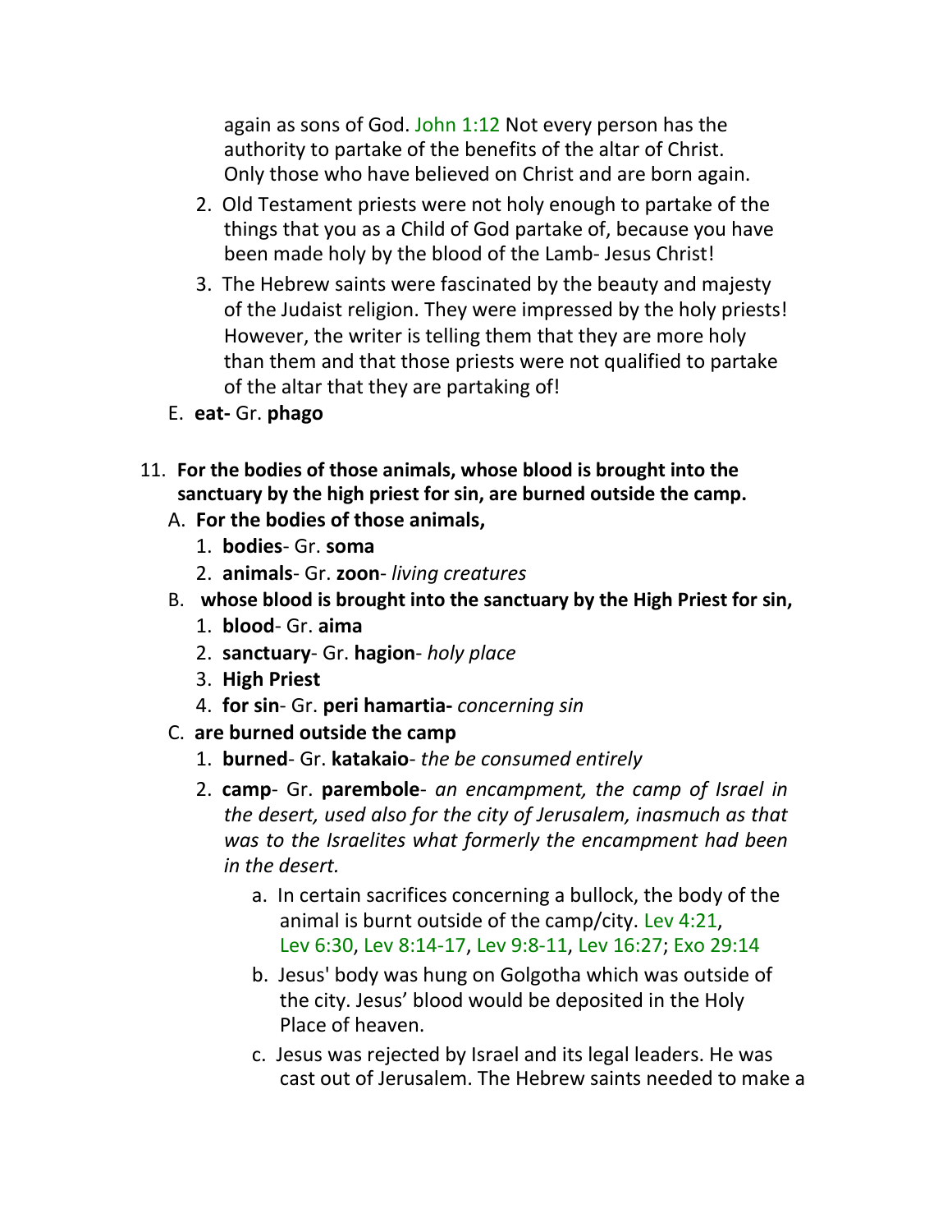again as sons of God. John 1:12 Not every person has the authority to partake of the benefits of the altar of Christ. Only those who have believed on Christ and are born again.

2. Old Testament priests were not holy enough to partake of the things that you as a Child of God partake of, because you have been made holy by the blood of the Lamb- Jesus Christ!
3. The Hebrew saints were fascinated by the beauty and majesty of the Judaist religion. They were impressed by the holy priests! However, the writer is telling them that they are more holy than them and that those priests were not qualified to partake of the altar that they are partaking of!

E. **eat-** Gr. **phago**

11. **For the bodies of those animals, whose blood is brought into the sanctuary by the high priest for sin, are burned outside the camp.**

A. **For the bodies of those animals,**

1. **bodies**- Gr. **soma**
2. **animals**- Gr. **zoon**- *living creatures*

B. **whose blood is brought into the sanctuary by the High Priest for sin,**

1. **blood**- Gr. **aima**
2. **sanctuary**- Gr. **hagion**- *holy place*
3. **High Priest**
4. **for sin**- Gr. **peri hamartia-** *concerning sin*

C. **are burned outside the camp**

1. **burned**- Gr. **katakaio**- *the be consumed entirely*
2. **camp**- Gr. **parembole**- *an encampment, the camp of Israel in the desert, used also for the city of Jerusalem, inasmuch as that was to the Israelites what formerly the encampment had been in the desert.*

   a. In certain sacrifices concerning a bullock, the body of the animal is burnt outside of the camp/city. Lev 4:21, Lev 6:30, Lev 8:14-17, Lev 9:8-11, Lev 16:27; Exo 29:14

   b. Jesus' body was hung on Golgotha which was outside of the city. Jesus' blood would be deposited in the Holy Place of heaven.

   c. Jesus was rejected by Israel and its legal leaders. He was cast out of Jerusalem. The Hebrew saints needed to make a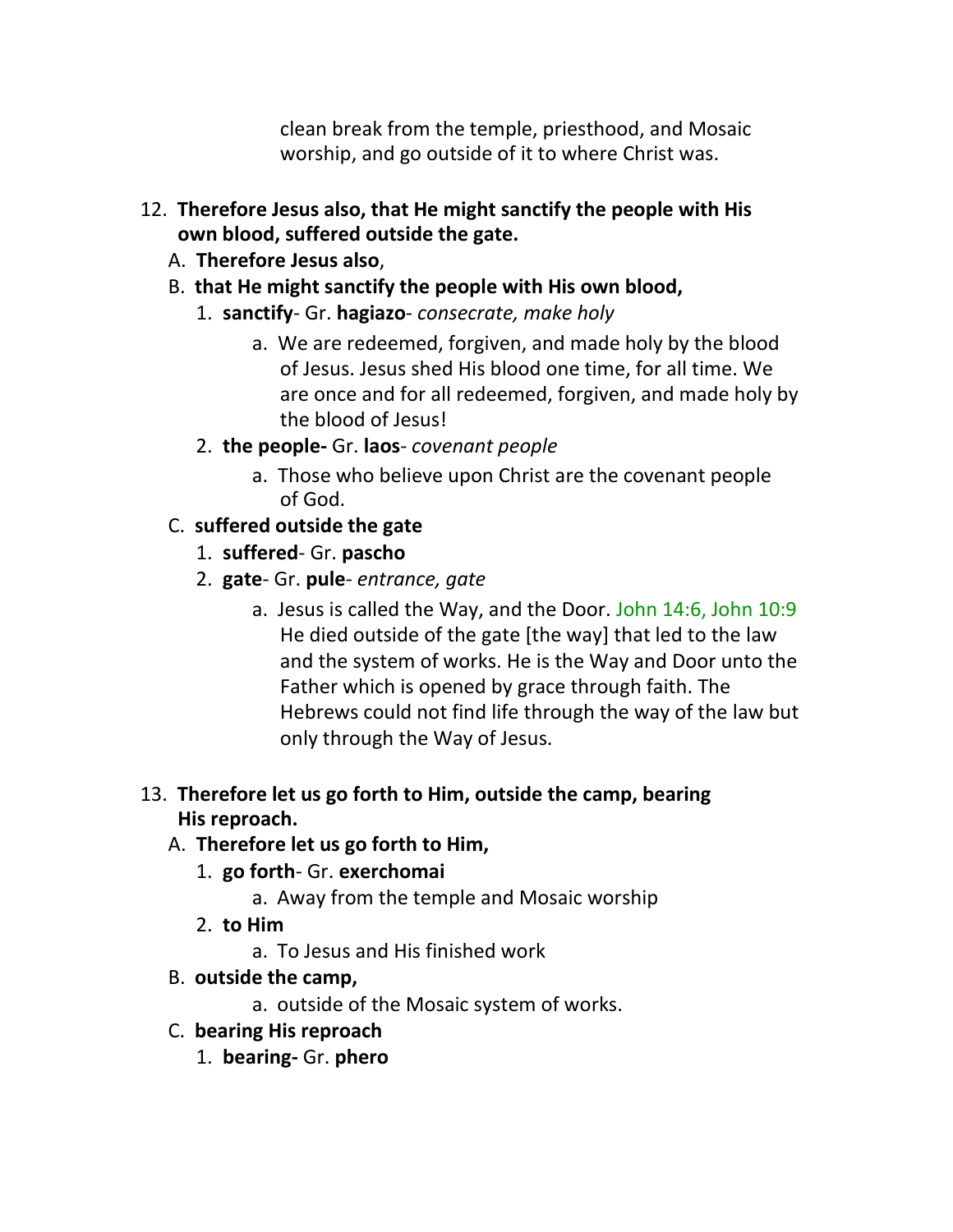clean break from the temple, priesthood, and Mosaic worship, and go outside of it to where Christ was.

12. **Therefore Jesus also, that He might sanctify the people with His own blood, suffered outside the gate.**
   A. **Therefore Jesus also**,
   B. **that He might sanctify the people with His own blood,**
      1. **sanctify**- Gr. **hagiazo**- *consecrate, make holy*
         a. We are redeemed, forgiven, and made holy by the blood of Jesus. Jesus shed His blood one time, for all time. We are once and for all redeemed, forgiven, and made holy by the blood of Jesus!
      2. **the people-** Gr. **laos**- *covenant people*
         a. Those who believe upon Christ are the covenant people of God.
   C. **suffered outside the gate**
      1. **suffered**- Gr. **pascho**
      2. **gate**- Gr. **pule**- *entrance, gate*
         a. Jesus is called the Way, and the Door. John 14:6, John 10:9 He died outside of the gate [the way] that led to the law and the system of works. He is the Way and Door unto the Father which is opened by grace through faith. The Hebrews could not find life through the way of the law but only through the Way of Jesus.

13. **Therefore let us go forth to Him, outside the camp, bearing His reproach.**
   A. **Therefore let us go forth to Him,**
      1. **go forth**- Gr. **exerchomai**
         a. Away from the temple and Mosaic worship
      2. **to Him**
         a. To Jesus and His finished work
   B. **outside the camp,**
         a. outside of the Mosaic system of works.
   C. **bearing His reproach**
      1. **bearing-** Gr. **phero**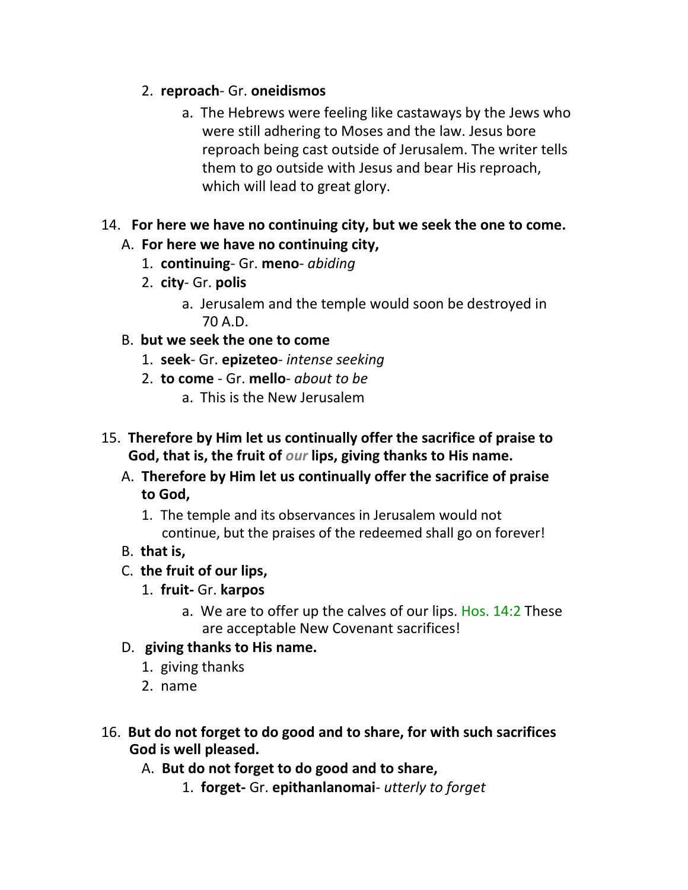2. **reproach**- Gr. **oneidismos**
    a. The Hebrews were feeling like castaways by the Jews who were still adhering to Moses and the law. Jesus bore reproach being cast outside of Jerusalem. The writer tells them to go outside with Jesus and bear His reproach, which will lead to great glory.

14. **For here we have no continuing city, but we seek the one to come.**
    A. **For here we have no continuing city,**
        1. **continuing**- Gr. **meno**- *abiding*
        2. **city**- Gr. **polis**
            a. Jerusalem and the temple would soon be destroyed in 70 A.D.
    B. **but we seek the one to come**
        1. **seek**- Gr. **epizeteo**- *intense seeking*
        2. **to come** - Gr. **mello**- *about to be*
            a. This is the New Jerusalem

15. **Therefore by Him let us continually offer the sacrifice of praise to God, that is, the fruit of *our* lips, giving thanks to His name.**
    A. **Therefore by Him let us continually offer the sacrifice of praise to God,**
        1. The temple and its observances in Jerusalem would not continue, but the praises of the redeemed shall go on forever!
    B. **that is,**
    C. **the fruit of our lips,**
        1. **fruit-** Gr. **karpos**
            a. We are to offer up the calves of our lips. Hos. 14:2 These are acceptable New Covenant sacrifices!
    D. **giving thanks to His name.**
        1. giving thanks
        2. name

16. **But do not forget to do good and to share, for with such sacrifices God is well pleased.**
    A. **But do not forget to do good and to share,**
        1. **forget-** Gr. **epithanlanomai**- *utterly to forget*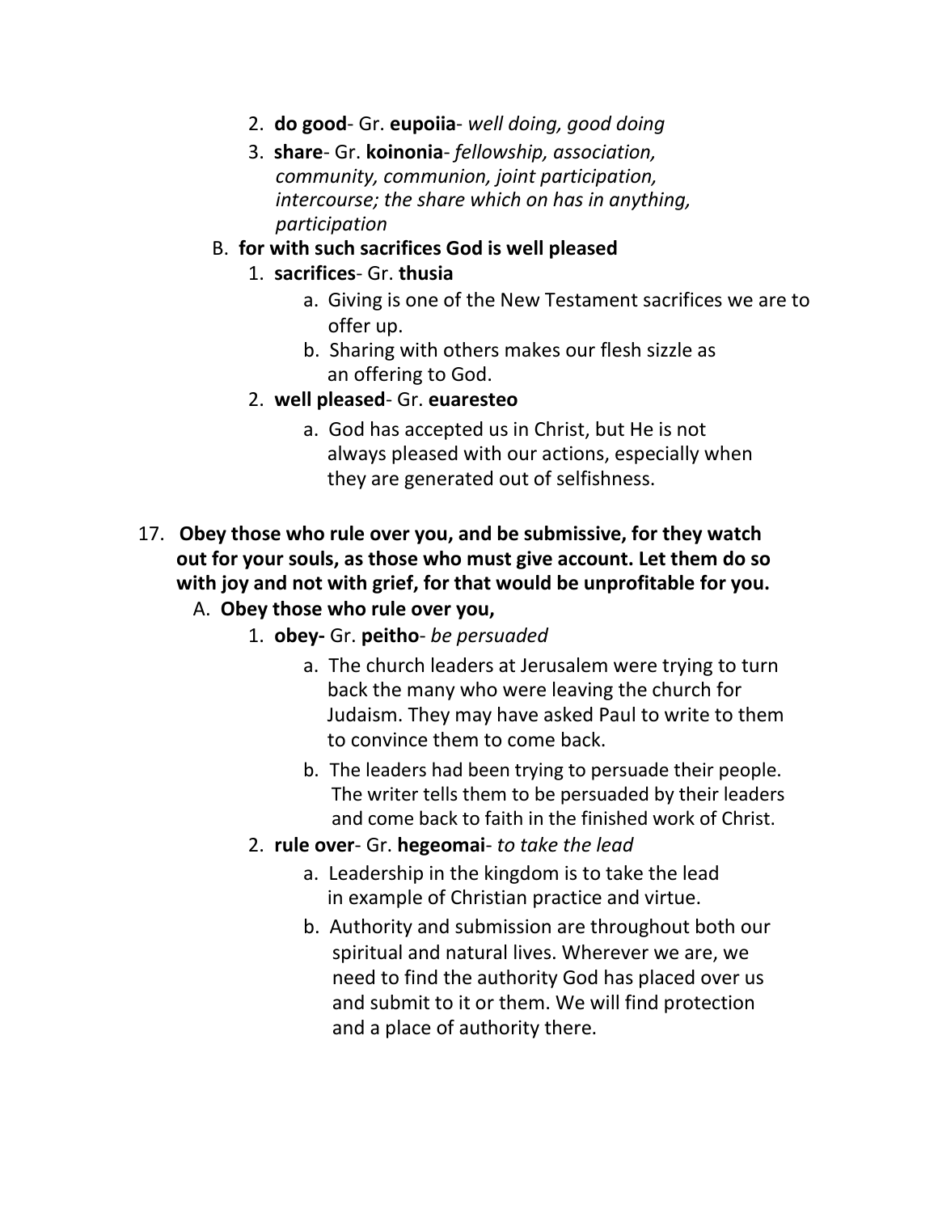2. **do good**- Gr. **eupoiia**- *well doing, good doing*
3. **share**- Gr. **koinonia**- *fellowship, association, community, communion, joint participation, intercourse; the share which on has in anything, participation*

B. **for with such sacrifices God is well pleased**

1. **sacrifices**- Gr. **thusia**
   a. Giving is one of the New Testament sacrifices we are to offer up.
   b. Sharing with others makes our flesh sizzle as an offering to God.
2. **well pleased**- Gr. **euaresteo**
   a. God has accepted us in Christ, but He is not always pleased with our actions, especially when they are generated out of selfishness.

17. **Obey those who rule over you, and be submissive, for they watch out for your souls, as those who must give account. Let them do so with joy and not with grief, for that would be unprofitable for you.**

A. **Obey those who rule over you,**

1. **obey-** Gr. **peitho**- *be persuaded*
   a. The church leaders at Jerusalem were trying to turn back the many who were leaving the church for Judaism. They may have asked Paul to write to them to convince them to come back.
   b. The leaders had been trying to persuade their people. The writer tells them to be persuaded by their leaders and come back to faith in the finished work of Christ.
2. **rule over**- Gr. **hegeomai**- *to take the lead*
   a. Leadership in the kingdom is to take the lead in example of Christian practice and virtue.
   b. Authority and submission are throughout both our spiritual and natural lives. Wherever we are, we need to find the authority God has placed over us and submit to it or them. We will find protection and a place of authority there.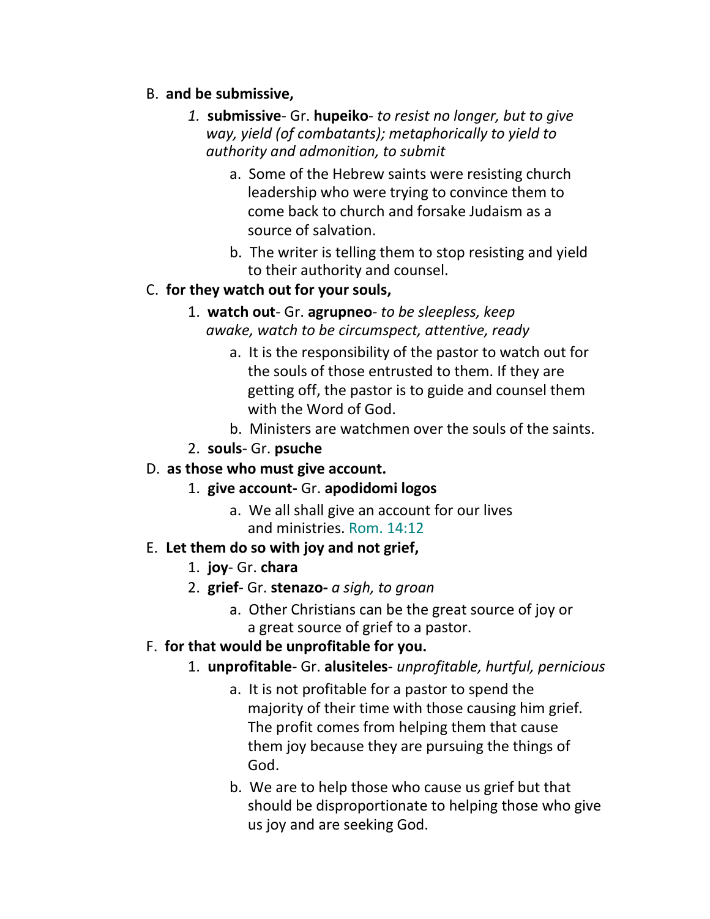B. **and be submissive,**

   1. **submissive**- Gr. **hupeiko**- *to resist no longer, but to give way, yield (of combatants); metaphorically to yield to authority and admonition, to submit*

      a. Some of the Hebrew saints were resisting church leadership who were trying to convince them to come back to church and forsake Judaism as a source of salvation.

      b. The writer is telling them to stop resisting and yield to their authority and counsel.

C. **for they watch out for your souls,**

   1. **watch out**- Gr. **agrupneo**- *to be sleepless, keep awake, watch to be circumspect, attentive, ready*

      a. It is the responsibility of the pastor to watch out for the souls of those entrusted to them. If they are getting off, the pastor is to guide and counsel them with the Word of God.

      b. Ministers are watchmen over the souls of the saints.

   2. **souls**- Gr. **psuche**

D. **as those who must give account.**

   1. **give account-** Gr. **apodidomi logos**

      a. We all shall give an account for our lives and ministries. Rom. 14:12

E. **Let them do so with joy and not grief,**

   1. **joy**- Gr. **chara**

   2. **grief**- Gr. **stenazo-** *a sigh, to groan*

      a. Other Christians can be the great source of joy or a great source of grief to a pastor.

F. **for that would be unprofitable for you.**

   1. **unprofitable**- Gr. **alusiteles**- *unprofitable, hurtful, pernicious*

      a. It is not profitable for a pastor to spend the majority of their time with those causing him grief. The profit comes from helping them that cause them joy because they are pursuing the things of God.

      b. We are to help those who cause us grief but that should be disproportionate to helping those who give us joy and are seeking God.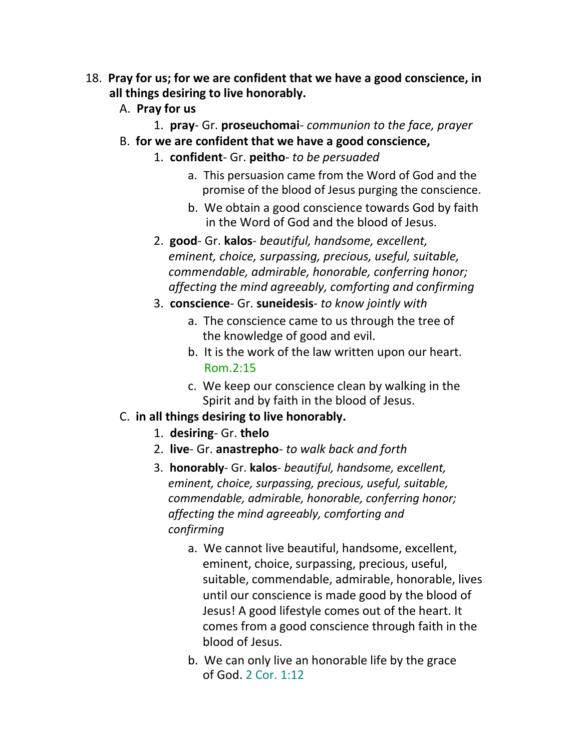18. **Pray for us; for we are confident that we have a good conscience, in all things desiring to live honorably.**
    A. **Pray for us**
        1. **pray**- Gr. **proseuchomai**- *communion to the face, prayer*
    B. **for we are confident that we have a good conscience,**
        1. **confident**- Gr. **peitho**- *to be persuaded*
            a. This persuasion came from the Word of God and the promise of the blood of Jesus purging the conscience.
            b. We obtain a good conscience towards God by faith in the Word of God and the blood of Jesus.
        2. **good**- Gr. **kalos**- *beautiful, handsome, excellent, eminent, choice, surpassing, precious, useful, suitable, commendable, admirable, honorable, conferring honor; affecting the mind agreeably, comforting and confirming*
        3. **conscience**- Gr. **suneidesis**- *to know jointly with*
            a. The conscience came to us through the tree of the knowledge of good and evil.
            b. It is the work of the law written upon our heart. Rom.2:15
            c. We keep our conscience clean by walking in the Spirit and by faith in the blood of Jesus.
    C. **in all things desiring to live honorably.**
        1. **desiring**- Gr. **thelo**
        2. **live**- Gr. **anastrepho**- *to walk back and forth*
        3. **honorably**- Gr. **kalos**- *beautiful, handsome, excellent, eminent, choice, surpassing, precious, useful, suitable, commendable, admirable, honorable, conferring honor; affecting the mind agreeably, comforting and confirming*
            a. We cannot live beautiful, handsome, excellent, eminent, choice, surpassing, precious, useful, suitable, commendable, admirable, honorable, lives until our conscience is made good by the blood of Jesus! A good lifestyle comes out of the heart. It comes from a good conscience through faith in the blood of Jesus.
            b. We can only live an honorable life by the grace of God. 2 Cor. 1:12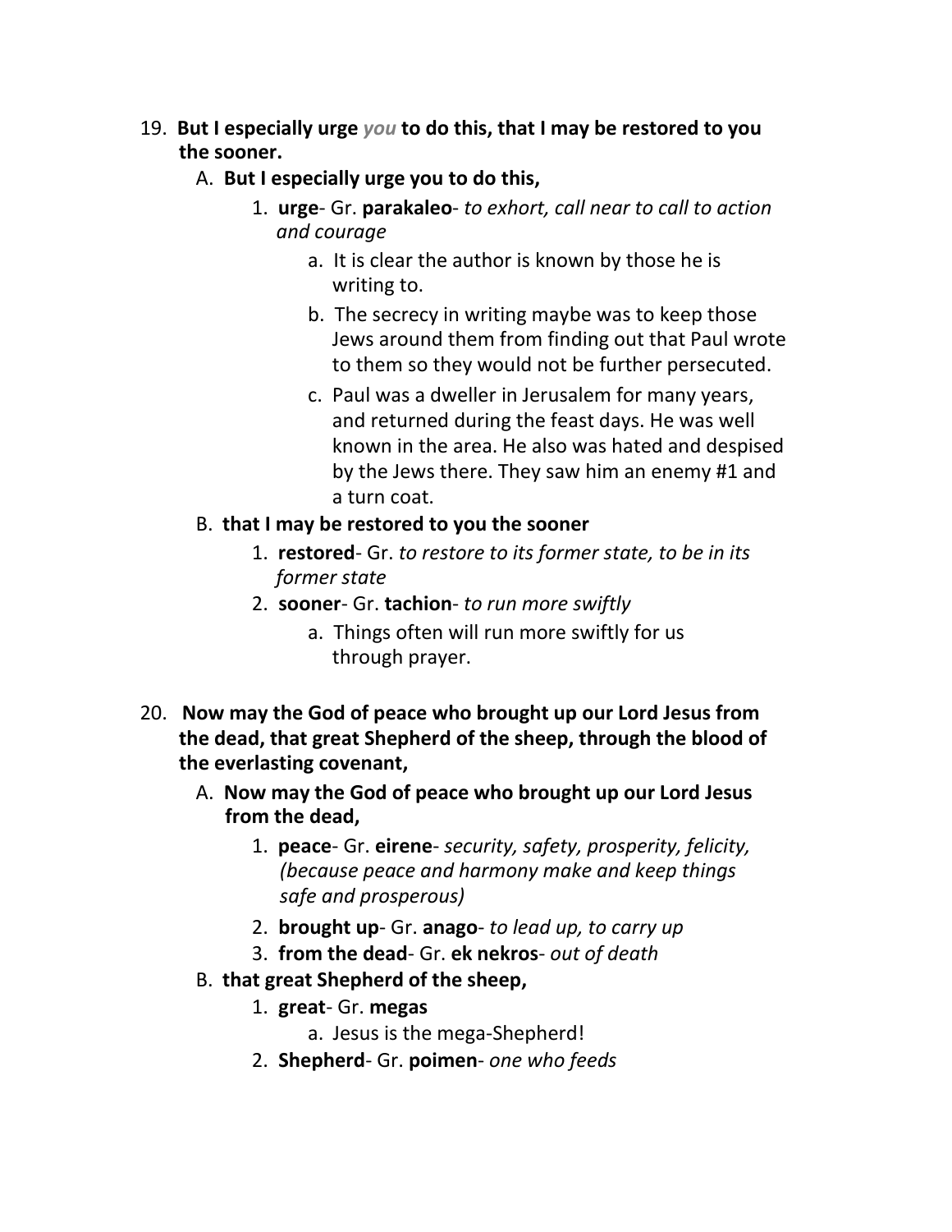19. **But I especially urge *you* to do this, that I may be restored to you the sooner.**
    A. **But I especially urge you to do this,**
        1. **urge**- Gr. **parakaleo**- *to exhort, call near to call to action and courage*
            a. It is clear the author is known by those he is writing to.
            b. The secrecy in writing maybe was to keep those Jews around them from finding out that Paul wrote to them so they would not be further persecuted.
            c. Paul was a dweller in Jerusalem for many years, and returned during the feast days. He was well known in the area. He also was hated and despised by the Jews there. They saw him an enemy #1 and a turn coat.
    B. **that I may be restored to you the sooner**
        1. **restored**- Gr. *to restore to its former state, to be in its former state*
        2. **sooner**- Gr. **tachion**- *to run more swiftly*
            a. Things often will run more swiftly for us through prayer.

20. **Now may the God of peace who brought up our Lord Jesus from the dead, that great Shepherd of the sheep, through the blood of the everlasting covenant,**
    A. **Now may the God of peace who brought up our Lord Jesus from the dead,**
        1. **peace**- Gr. **eirene**- *security, safety, prosperity, felicity, (because peace and harmony make and keep things safe and prosperous)*
        2. **brought up**- Gr. **anago**- *to lead up, to carry up*
        3. **from the dead**- Gr. **ek nekros**- *out of death*
    B. **that great Shepherd of the sheep,**
        1. **great**- Gr. **megas**
            a. Jesus is the mega-Shepherd!
        2. **Shepherd**- Gr. **poimen**- *one who feeds*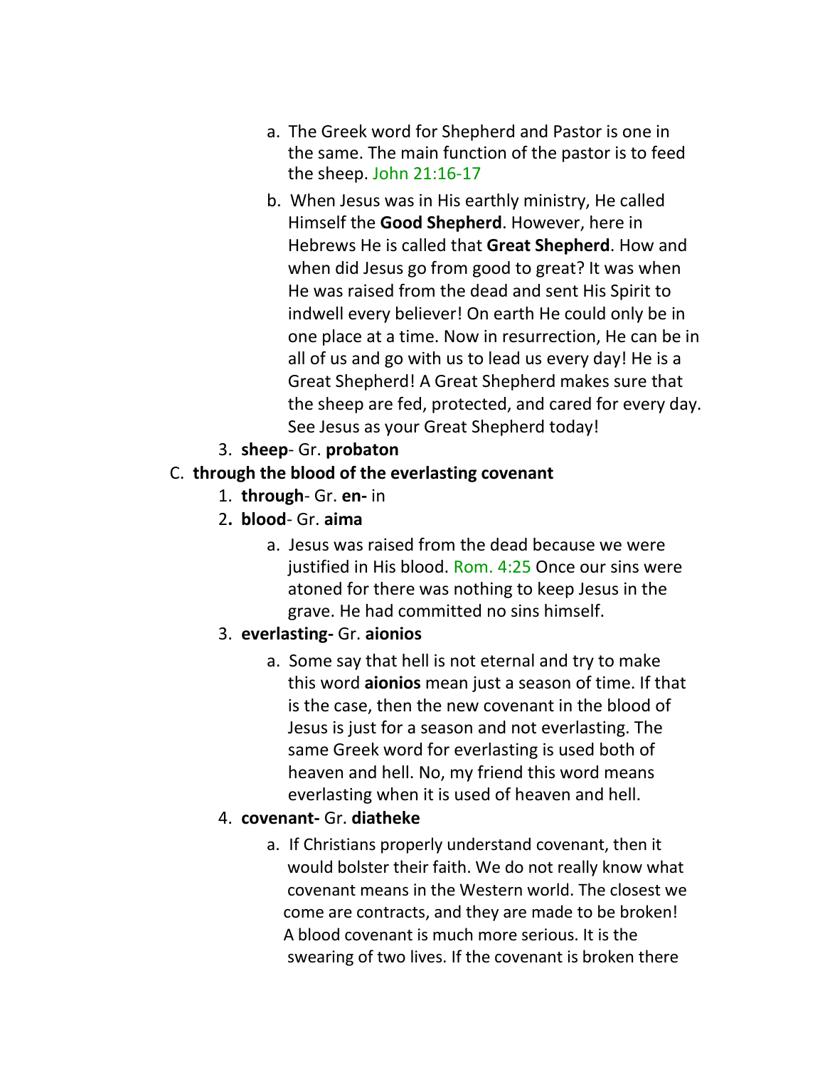a. The Greek word for Shepherd and Pastor is one in the same. The main function of the pastor is to feed the sheep. John 21:16-17

b. When Jesus was in His earthly ministry, He called Himself the **Good Shepherd**. However, here in Hebrews He is called that **Great Shepherd**. How and when did Jesus go from good to great? It was when He was raised from the dead and sent His Spirit to indwell every believer! On earth He could only be in one place at a time. Now in resurrection, He can be in all of us and go with us to lead us every day! He is a Great Shepherd! A Great Shepherd makes sure that the sheep are fed, protected, and cared for every day. See Jesus as your Great Shepherd today!

3. **sheep**- Gr. **probaton**

C. **through the blood of the everlasting covenant**

1. **through**- Gr. **en-** in

2. **blood**- Gr. **aima**

a. Jesus was raised from the dead because we were justified in His blood. Rom. 4:25 Once our sins were atoned for there was nothing to keep Jesus in the grave. He had committed no sins himself.

3. **everlasting-** Gr. **aionios**

a. Some say that hell is not eternal and try to make this word **aionios** mean just a season of time. If that is the case, then the new covenant in the blood of Jesus is just for a season and not everlasting. The same Greek word for everlasting is used both of heaven and hell. No, my friend this word means everlasting when it is used of heaven and hell.

4. **covenant-** Gr. **diatheke**

a. If Christians properly understand covenant, then it would bolster their faith. We do not really know what covenant means in the Western world. The closest we come are contracts, and they are made to be broken! A blood covenant is much more serious. It is the swearing of two lives. If the covenant is broken there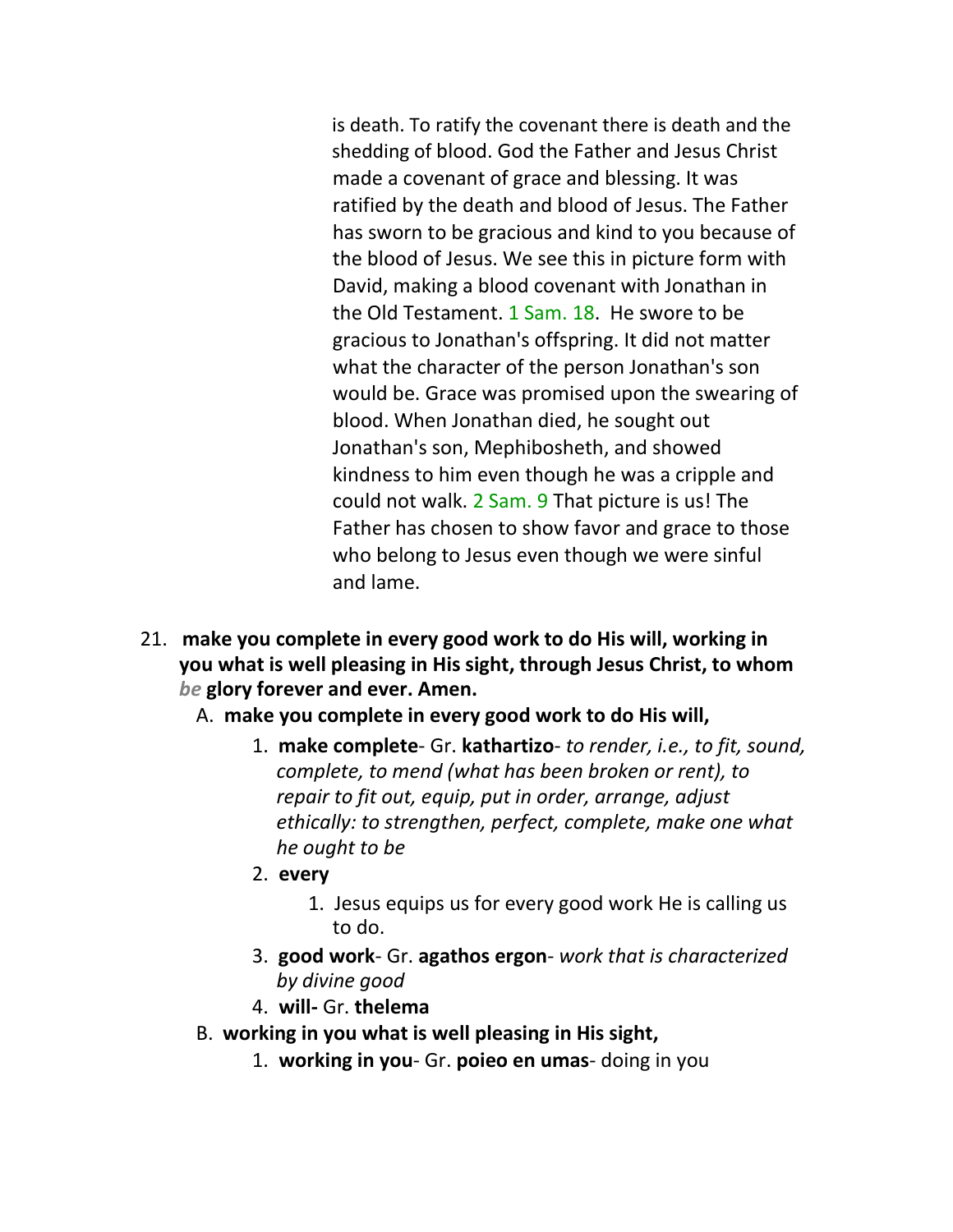is death. To ratify the covenant there is death and the shedding of blood. God the Father and Jesus Christ made a covenant of grace and blessing. It was ratified by the death and blood of Jesus. The Father has sworn to be gracious and kind to you because of the blood of Jesus. We see this in picture form with David, making a blood covenant with Jonathan in the Old Testament. 1 Sam. 18. He swore to be gracious to Jonathan's offspring. It did not matter what the character of the person Jonathan's son would be. Grace was promised upon the swearing of blood. When Jonathan died, he sought out Jonathan's son, Mephibosheth, and showed kindness to him even though he was a cripple and could not walk. 2 Sam. 9 That picture is us! The Father has chosen to show favor and grace to those who belong to Jesus even though we were sinful and lame.

21. **make you complete in every good work to do His will, working in you what is well pleasing in His sight, through Jesus Christ, to whom *be* glory forever and ever. Amen.**
   A. **make you complete in every good work to do His will,**
      1. **make complete**- Gr. **kathartizo**- *to render, i.e., to fit, sound, complete, to mend (what has been broken or rent), to repair to fit out, equip, put in order, arrange, adjust ethically: to strengthen, perfect, complete, make one what he ought to be*
      2. **every**
         1. Jesus equips us for every good work He is calling us to do.
      3. **good work**- Gr. **agathos ergon**- *work that is characterized by divine good*
      4. **will-** Gr. **thelema**
   B. **working in you what is well pleasing in His sight,**
      1. **working in you**- Gr. **poieo en umas**- doing in you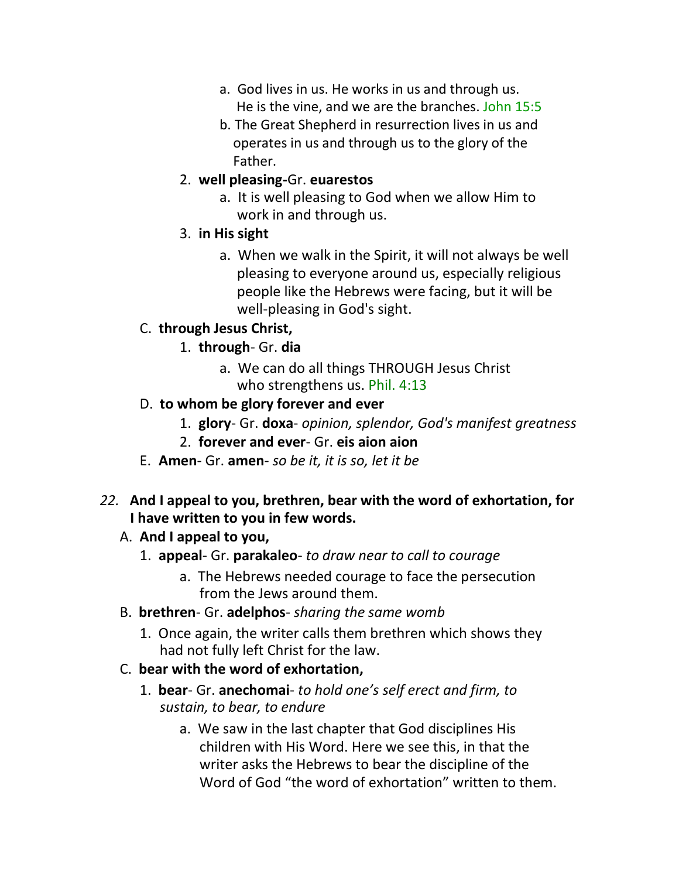a. God lives in us. He works in us and through us. He is the vine, and we are the branches. John 15:5
   b. The Great Shepherd in resurrection lives in us and operates in us and through us to the glory of the Father.
2. **well pleasing-**Gr. **euarestos**
   a. It is well pleasing to God when we allow Him to work in and through us.
3. **in His sight**
   a. When we walk in the Spirit, it will not always be well pleasing to everyone around us, especially religious people like the Hebrews were facing, but it will be well-pleasing in God's sight.

C. **through Jesus Christ,**
   1. **through**- Gr. **dia**
      a. We can do all things THROUGH Jesus Christ who strengthens us. Phil. 4:13

D. **to whom be glory forever and ever**
   1. **glory**- Gr. **doxa**- *opinion, splendor, God's manifest greatness*
   2. **forever and ever**- Gr. **eis aion aion**

E. **Amen**- Gr. **amen**- *so be it, it is so, let it be*

*22.* **And I appeal to you, brethren, bear with the word of exhortation, for I have written to you in few words.**

A. **And I appeal to you,**
   1. **appeal**- Gr. **parakaleo**- *to draw near to call to courage*
      a. The Hebrews needed courage to face the persecution from the Jews around them.

B. **brethren**- Gr. **adelphos**- *sharing the same womb*
   1. Once again, the writer calls them brethren which shows they had not fully left Christ for the law.

C. **bear with the word of exhortation,**
   1. **bear**- Gr. **anechomai**- *to hold one's self erect and firm, to sustain, to bear, to endure*
      a. We saw in the last chapter that God disciplines His children with His Word. Here we see this, in that the writer asks the Hebrews to bear the discipline of the Word of God "the word of exhortation" written to them.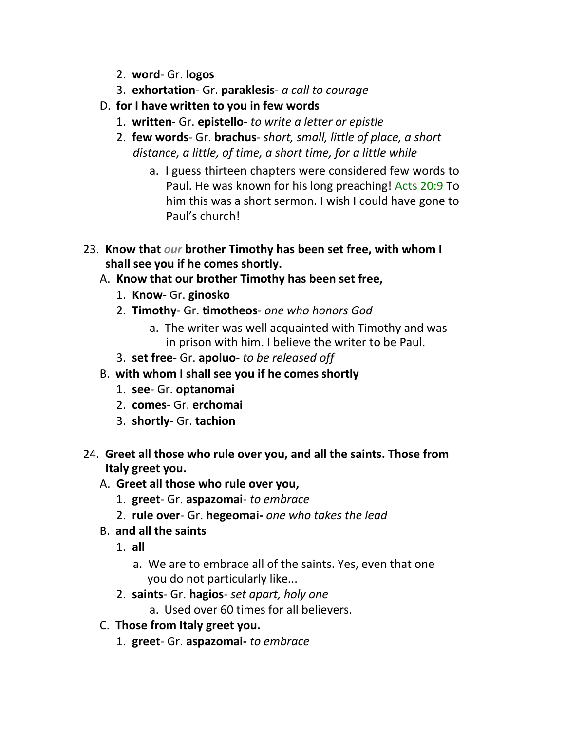2. **word**- Gr. **logos**
3. **exhortation**- Gr. **paraklesis**- *a call to courage*

D. **for I have written to you in few words**

1. **written**- Gr. **epistello-** *to write a letter or epistle*
2. **few words**- Gr. **brachus**- *short, small, little of place, a short distance, a little, of time, a short time, for a little while*
    a. I guess thirteen chapters were considered few words to Paul. He was known for his long preaching! Acts 20:9 To him this was a short sermon. I wish I could have gone to Paul's church!

23. **Know that *our* brother Timothy has been set free, with whom I shall see you if he comes shortly.**

A. **Know that our brother Timothy has been set free,**

1. **Know**- Gr. **ginosko**
2. **Timothy**- Gr. **timotheos**- *one who honors God*
    a. The writer was well acquainted with Timothy and was in prison with him. I believe the writer to be Paul.
3. **set free**- Gr. **apoluo**- *to be released off*

B. **with whom I shall see you if he comes shortly**

1. **see**- Gr. **optanomai**
2. **comes**- Gr. **erchomai**
3. **shortly**- Gr. **tachion**

24. **Greet all those who rule over you, and all the saints. Those from Italy greet you.**

A. **Greet all those who rule over you,**

1. **greet**- Gr. **aspazomai**- *to embrace*
2. **rule over**- Gr. **hegeomai-** *one who takes the lead*

B. **and all the saints**

1. **all**
    a. We are to embrace all of the saints. Yes, even that one you do not particularly like...
2. **saints**- Gr. **hagios**- *set apart, holy one*
    a. Used over 60 times for all believers.

C. **Those from Italy greet you.**

1. **greet**- Gr. **aspazomai-** *to embrace*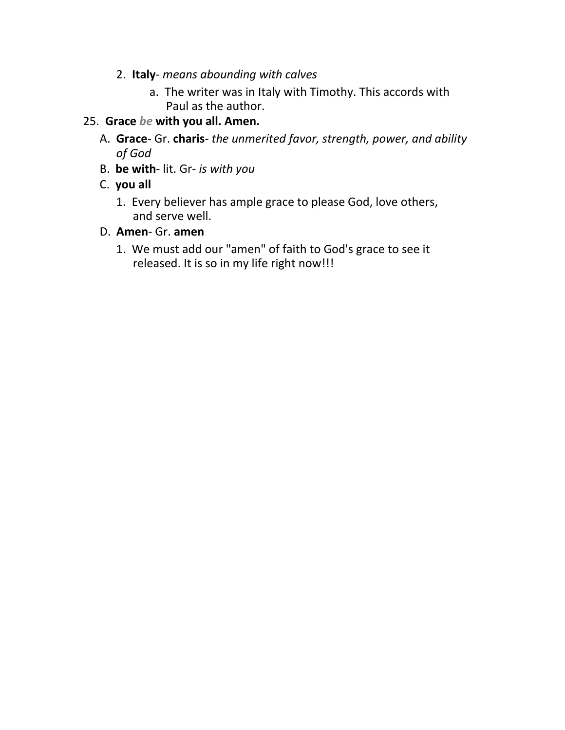2. **Italy**- *means abounding with calves*
    a. The writer was in Italy with Timothy. This accords with Paul as the author.

25. **Grace** ***be*** **with you all. Amen.**

A. **Grace**- Gr. **charis**- *the unmerited favor, strength, power, and ability of God*

B. **be with**- lit. Gr- *is with you*

C. **you all**

1. Every believer has ample grace to please God, love others, and serve well.

D. **Amen**- Gr. **amen**

1. We must add our "amen" of faith to God's grace to see it released. It is so in my life right now!!!